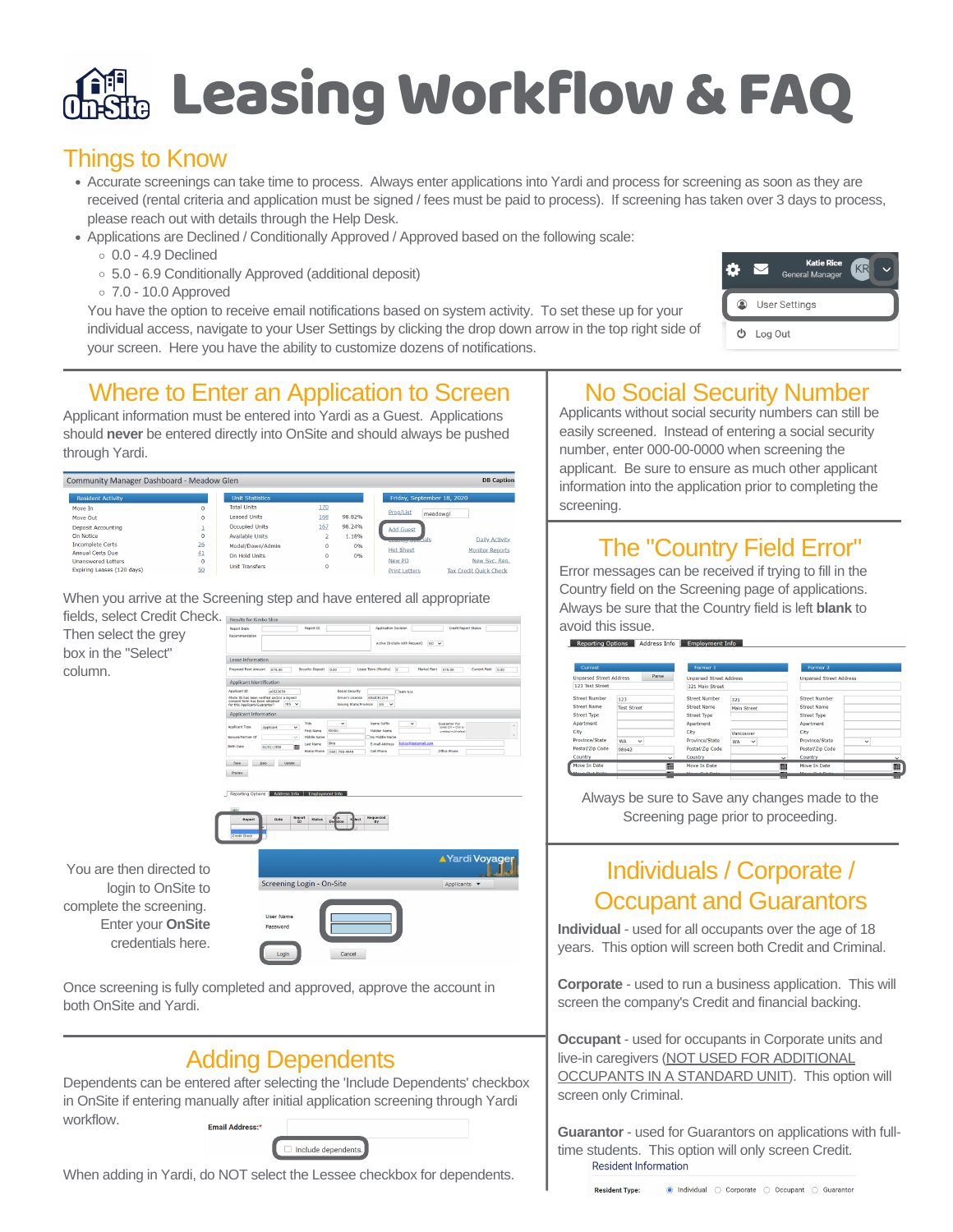# Leasing Workflow & FAQ

## Things to Know

- Accurate screenings can take time to process. Always enter applications into Yardi and process for screening as soon as they are received (rental criteria and application must be signed / fees must be paid to process). If screening has taken over 3 days to process, please reach out with details through the Help Desk.
- Applications are Declined / Conditionally Approved / Approved based on the following scale:
  - 0.0 - 4.9 Declined
  - 5.0 - 6.9 Conditionally Approved (additional deposit)
  - 7.0 - 10.0 Approved

  You have the option to receive email notifications based on system activity. To set these up for your individual access, navigate to your User Settings by clicking the drop down arrow in the top right side of your screen. Here you have the ability to customize dozens of notifications.

## Where to Enter an Application to Screen

Applicant information must be entered into Yardi as a Guest. Applications should **never** be entered directly into OnSite and should always be pushed through Yardi.

When you arrive at the Screening step and have entered all appropriate fields, select Credit Check. Then select the grey box in the "Select" column.

You are then directed to login to OnSite to complete the screening. Enter your **OnSite** credentials here.

Once screening is fully completed and approved, approve the account in both OnSite and Yardi.

## Adding Dependents

Dependents can be entered after selecting the 'Include Dependents' checkbox in OnSite if entering manually after initial application screening through Yardi workflow.

When adding in Yardi, do NOT select the Lessee checkbox for dependents.

## No Social Security Number

Applicants without social security numbers can still be easily screened. Instead of entering a social security number, enter 000-00-0000 when screening the applicant. Be sure to ensure as much other applicant information into the application prior to completing the screening.

## The "Country Field Error"

Error messages can be received if trying to fill in the Country field on the Screening page of applications. Always be sure that the Country field is left **blank** to avoid this issue.

Always be sure to Save any changes made to the Screening page prior to proceeding.

## Individuals / Corporate / Occupant and Guarantors

**Individual** - used for all occupants over the age of 18 years. This option will screen both Credit and Criminal.

**Corporate** - used to run a business application. This will screen the company's Credit and financial backing.

**Occupant** - used for occupants in Corporate units and live-in caregivers (NOT USED FOR ADDITIONAL OCCUPANTS IN A STANDARD UNIT). This option will screen only Criminal.

**Guarantor** - used for Guarantors on applications with full-time students. This option will only screen Credit.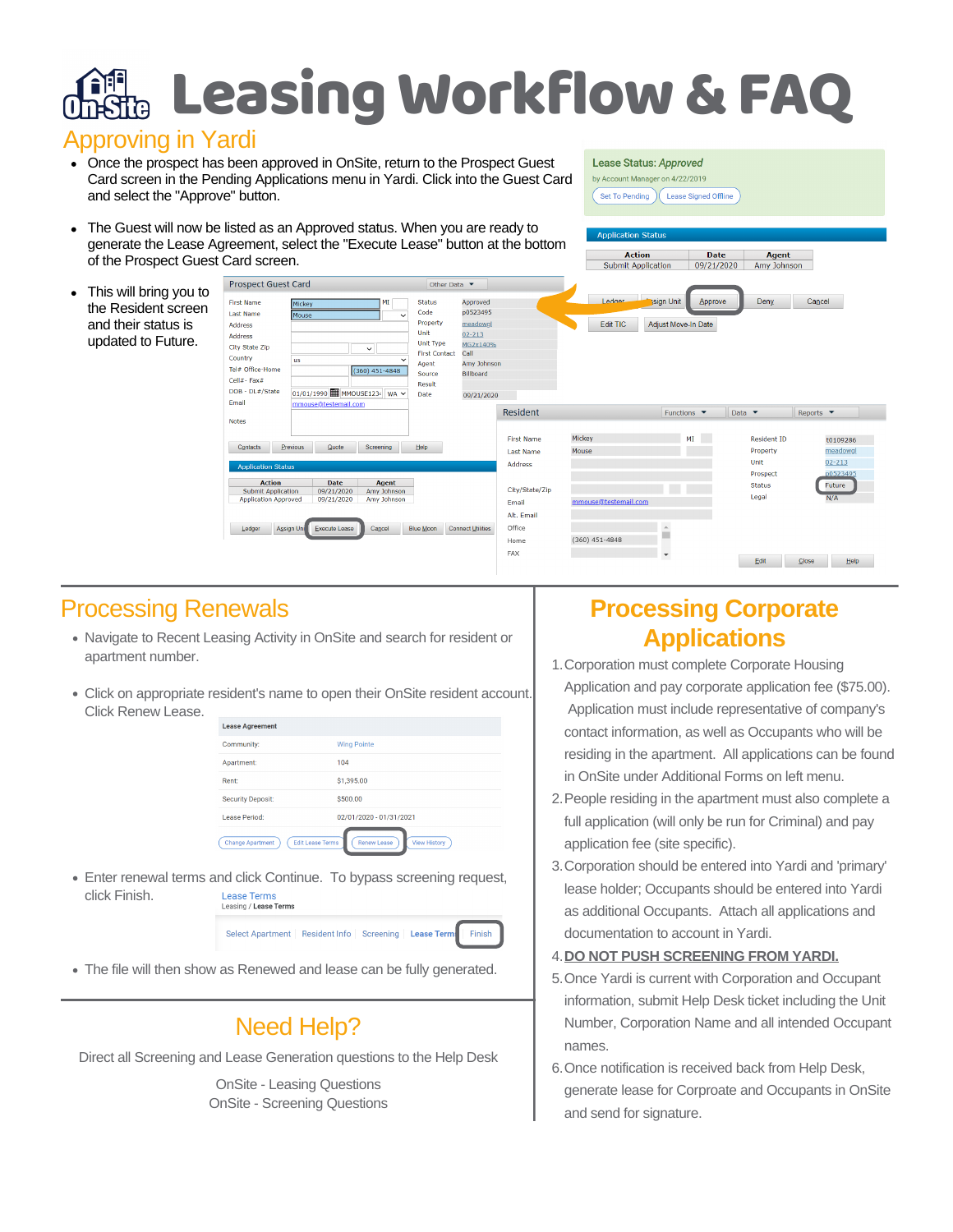# Leasing Workflow & FAQ

## Approving in Yardi

- Once the prospect has been approved in OnSite, return to the Prospect Guest Card screen in the Pending Applications menu in Yardi. Click into the Guest Card and select the "Approve" button.
- The Guest will now be listed as an Approved status. When you are ready to generate the Lease Agreement, select the "Execute Lease" button at the bottom of the Prospect Guest Card screen.
- This will bring you to the Resident screen and their status is updated to Future.

## Processing Renewals

- Navigate to Recent Leasing Activity in OnSite and search for resident or apartment number.
- Click on appropriate resident's name to open their OnSite resident account. Click Renew Lease.
- Enter renewal terms and click Continue. To bypass screening request, click Finish.
- The file will then show as Renewed and lease can be fully generated.

## Processing Corporate Applications

1. Corporation must complete Corporate Housing Application and pay corporate application fee ($75.00). Application must include representative of company's contact information, as well as Occupants who will be residing in the apartment. All applications can be found in OnSite under Additional Forms on left menu.
2. People residing in the apartment must also complete a full application (will only be run for Criminal) and pay application fee (site specific).
3. Corporation should be entered into Yardi and 'primary' lease holder; Occupants should be entered into Yardi as additional Occupants. Attach all applications and documentation to account in Yardi.
4. **DO NOT PUSH SCREENING FROM YARDI.**
5. Once Yardi is current with Corporation and Occupant information, submit Help Desk ticket including the Unit Number, Corporation Name and all intended Occupant names.
6. Once notification is received back from Help Desk, generate lease for Corpoate and Occupants in OnSite and send for signature.

## Need Help?

Direct all Screening and Lease Generation questions to the Help Desk

OnSite - Leasing Questions
OnSite - Screening Questions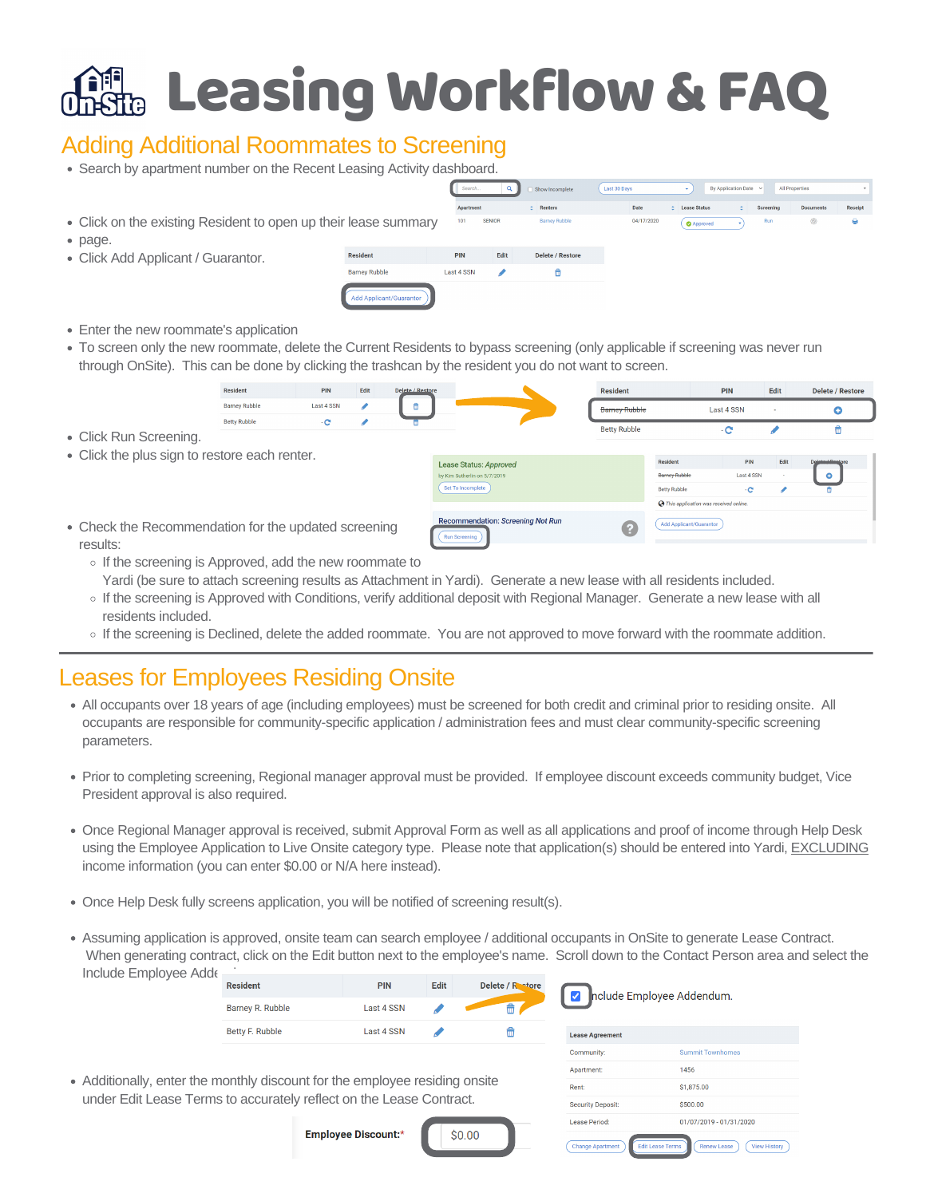# Leasing Workflow & FAQ

## Adding Additional Roommates to Screening

- Search by apartment number on the Recent Leasing Activity dashboard.
- Click on the existing Resident to open up their lease summary
- page.
- Click Add Applicant / Guarantor.
- Enter the new roommate's application
- To screen only the new roommate, delete the Current Residents to bypass screening (only applicable if screening was never run through OnSite). This can be done by clicking the trashcan by the resident you do not want to screen.
- Click Run Screening.
- Click the plus sign to restore each renter.
- Check the Recommendation for the updated screening results:
  - If the screening is Approved, add the new roommate to Yardi (be sure to attach screening results as Attachment in Yardi). Generate a new lease with all residents included.
  - If the screening is Approved with Conditions, verify additional deposit with Regional Manager. Generate a new lease with all residents included.
  - If the screening is Declined, delete the added roommate. You are not approved to move forward with the roommate addition.

## Leases for Employees Residing Onsite

- All occupants over 18 years of age (including employees) must be screened for both credit and criminal prior to residing onsite. All occupants are responsible for community-specific application / administration fees and must clear community-specific screening parameters.
- Prior to completing screening, Regional manager approval must be provided. If employee discount exceeds community budget, Vice President approval is also required.
- Once Regional Manager approval is received, submit Approval Form as well as all applications and proof of income through Help Desk using the Employee Application to Live Onsite category type. Please note that application(s) should be entered into Yardi, EXCLUDING income information (you can enter $0.00 or N/A here instead).
- Once Help Desk fully screens application, you will be notified of screening result(s).
- Assuming application is approved, onsite team can search employee / additional occupants in OnSite to generate Lease Contract. When generating contract, click on the Edit button next to the employee's name. Scroll down to the Contact Person area and select the Include Employee Addendum.
- Additionally, enter the monthly discount for the employee residing onsite under Edit Lease Terms to accurately reflect on the Lease Contract.